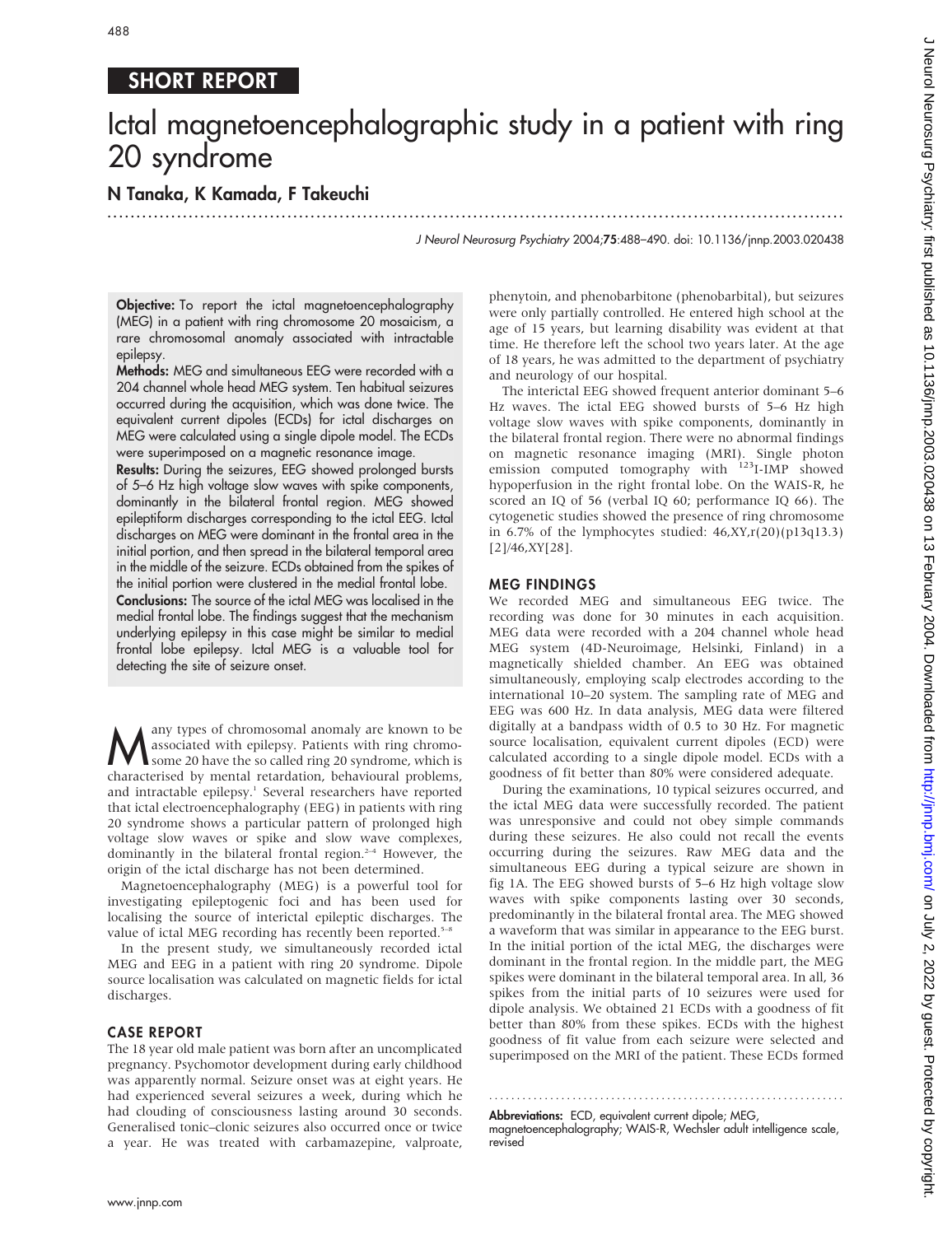SHORT REPORT

# Ictal magnetoencephalographic study in a patient with ring 20 syndrome

**N Tanaka, K Kamada, F Takeuchi**

**Objective:** To report the ictal magnetoencephalography (MEG) in a patient with ring chromosome 20 mosaicism, a rare chromosomal anomaly associated with intractable epilepsy.

**Methods:** MEG and simultaneous EEG were recorded with a 204 channel whole head MEG system. Ten habitual seizures occurred during the acquisition, which was done twice. The equivalent current dipoles (ECDs) for ictal discharges on MEG were calculated using a single dipole model. The ECDs were superimposed on a magnetic resonance image.

**Results:** During the seizures, EEG showed prolonged bursts of 5–6 Hz high voltage slow waves with spike components, dominantly in the bilateral frontal region. MEG showed epileptiform discharges corresponding to the ictal EEG. Ictal discharges on MEG were dominant in the frontal area in the initial portion, and then spread in the bilateral temporal area in the middle of the seizure. ECDs obtained from the spikes of the initial portion were clustered in the medial frontal lobe.

**Conclusions:** The source of the ictal MEG was localised in the medial frontal lobe. The findings suggest that the mechanism underlying epilepsy in this case might be similar to medial frontal lobe epilepsy. Ictal MEG is a valuable tool for detecting the site of seizure onset.

Many types of chromosomal anomaly are known to be associated with epilepsy. Patients with ring chromosome 20 have the so called ring 20 syndrome, which is characterised by mental retardation, behavioural problems, and intractable epilepsy.[1] Several researchers have reported that ictal electroencephalography (EEG) in patients with ring 20 syndrome shows a particular pattern of prolonged high voltage slow waves or spike and slow wave complexes, dominantly in the bilateral frontal region.[2–4] However, the origin of the ictal discharge has not been determined.

Magnetoencephalography (MEG) is a powerful tool for investigating epileptogenic foci and has been used for localising the source of interictal epileptic discharges. The value of ictal MEG recording has recently been reported.[5–8]

In the present study, we simultaneously recorded ictal MEG and EEG in a patient with ring 20 syndrome. Dipole source localisation was calculated on magnetic fields for ictal discharges.

## CASE REPORT

The 18 year old male patient was born after an uncomplicated pregnancy. Psychomotor development during early childhood was apparently normal. Seizure onset was at eight years. He had experienced several seizures a week, during which he had clouding of consciousness lasting around 30 seconds. Generalised tonic–clonic seizures also occurred once or twice a year. He was treated with carbamazepine, valproate, phenytoin, and phenobarbitone (phenobarbital), but seizures were only partially controlled. He entered high school at the age of 15 years, but learning disability was evident at that time. He therefore left the school two years later. At the age of 18 years, he was admitted to the department of psychiatry and neurology of our hospital.

The interictal EEG showed frequent anterior dominant 5–6 Hz waves. The ictal EEG showed bursts of 5–6 Hz high voltage slow waves with spike components, dominantly in the bilateral frontal region. There were no abnormal findings on magnetic resonance imaging (MRI). Single photon emission computed tomography with $^{123}$I-IMP showed hypoperfusion in the right frontal lobe. On the WAIS-R, he scored an IQ of 56 (verbal IQ 60; performance IQ 66). The cytogenetic studies showed the presence of ring chromosome in 6.7% of the lymphocytes studied: 46,XY,r(20)(p13q13.3)[2]/46,XY[28].

## MEG FINDINGS

We recorded MEG and simultaneous EEG twice. The recording was done for 30 minutes in each acquisition. MEG data were recorded with a 204 channel whole head MEG system (4D-Neuroimage, Helsinki, Finland) in a magnetically shielded chamber. An EEG was obtained simultaneously, employing scalp electrodes according to the international 10–20 system. The sampling rate of MEG and EEG was 600 Hz. In data analysis, MEG data were filtered digitally at a bandpass width of 0.5 to 30 Hz. For magnetic source localisation, equivalent current dipoles (ECD) were calculated according to a single dipole model. ECDs with a goodness of fit better than 80% were considered adequate.

During the examinations, 10 typical seizures occurred, and the ictal MEG data were successfully recorded. The patient was unresponsive and could not obey simple commands during these seizures. He also could not recall the events occurring during the seizures. Raw MEG data and the simultaneous EEG during a typical seizure are shown in fig 1A. The EEG showed bursts of 5–6 Hz high voltage slow waves with spike components lasting over 30 seconds, predominantly in the bilateral frontal area. The MEG showed a waveform that was similar in appearance to the EEG burst. In the initial portion of the ictal MEG, the discharges were dominant in the frontal region. In the middle part, the MEG spikes were dominant in the bilateral temporal area. In all, 36 spikes from the initial parts of 10 seizures were used for dipole analysis. We obtained 21 ECDs with a goodness of fit better than 80% from these spikes. ECDs with the highest goodness of fit value from each seizure were selected and superimposed on the MRI of the patient. These ECDs formed

**Abbreviations:** ECD, equivalent current dipole; MEG, magnetoencephalography; WAIS-R, Wechsler adult intelligence scale, revised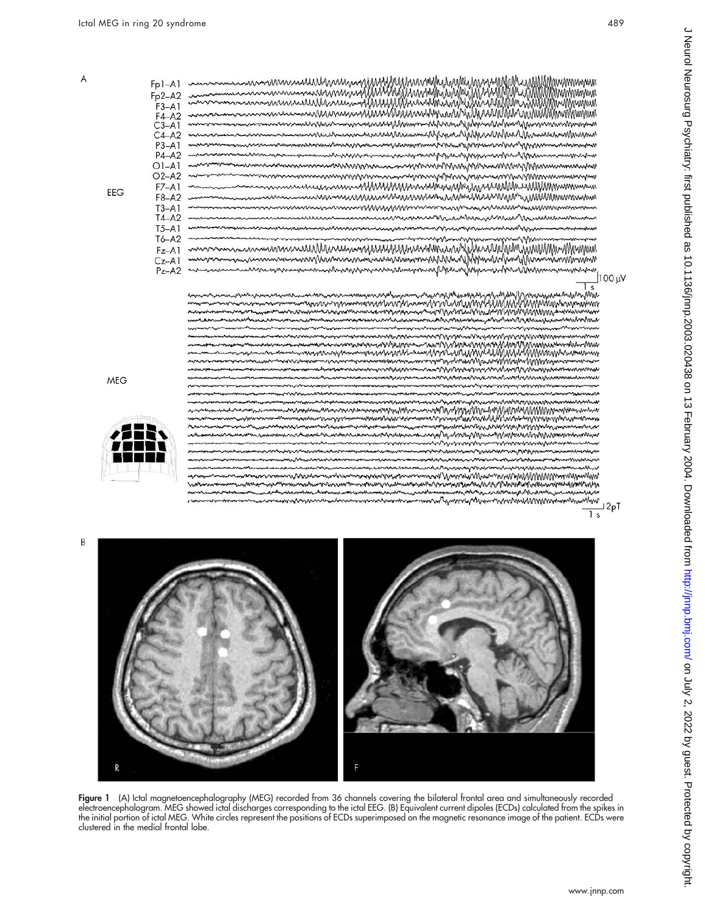A

EEG

Fp1–A1
Fp2–A2
F3–A1
F4–A2
C3–A1
C4–A2
P3–A1
P4–A2
O1–A1
O2–A2
F7–A1
F8–A2
T3–A1
T4–A2
T5–A1
T6–A2
Fz–A1
Cz–A1
Pz–A2

100 μV
1 s

MEG

2pT
1 s

B

R

F

**Figure 1** (A) Ictal magnetoencephalography (MEG) recorded from 36 channels covering the bilateral frontal area and simultaneously recorded electroencephalogram. MEG showed ictal discharges corresponding to the ictal EEG. (B) Equivalent current dipoles (ECDs) calculated from the spikes in the initial portion of ictal MEG. White circles represent the positions of ECDs superimposed on the magnetic resonance image of the patient. ECDs were clustered in the medial frontal lobe.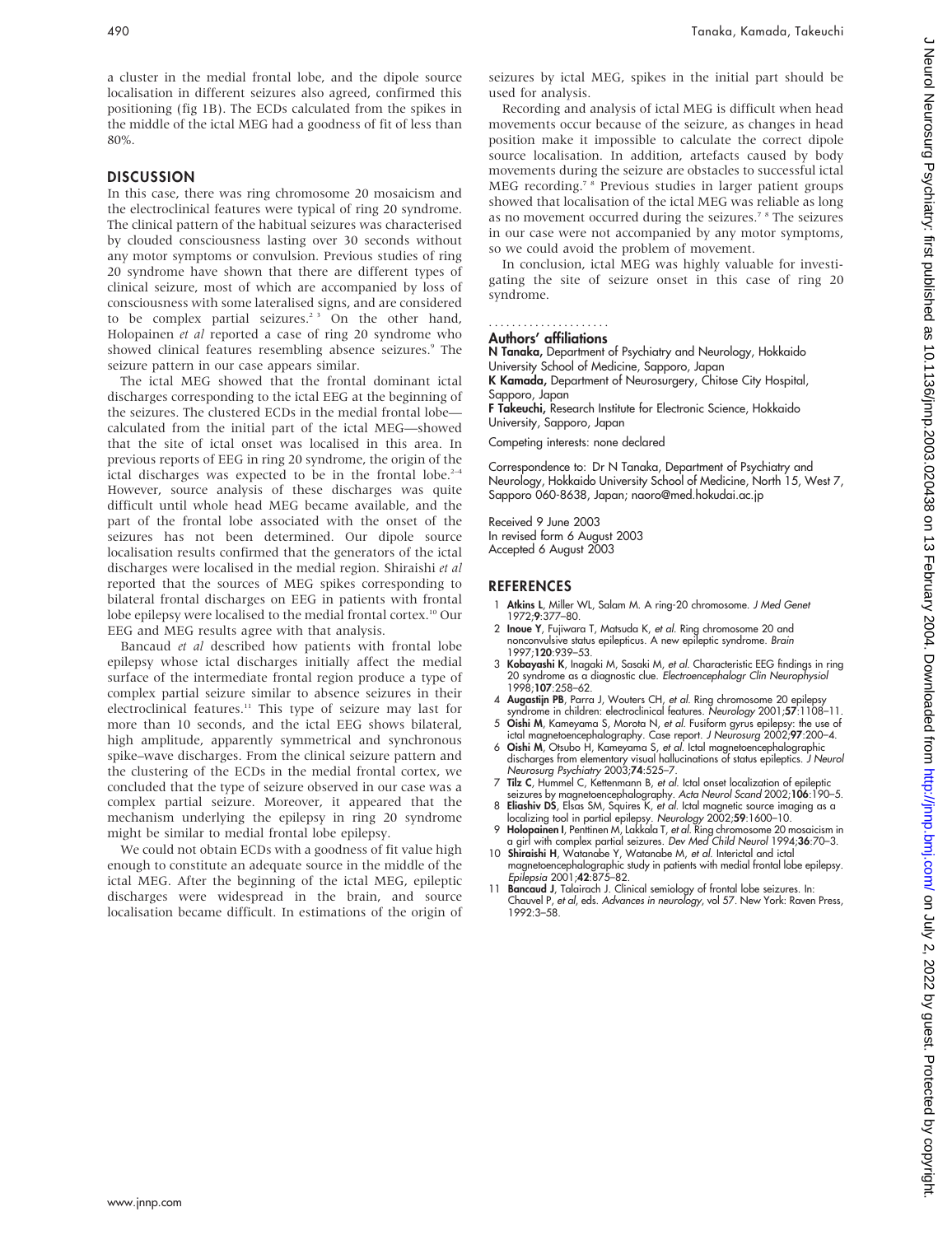a cluster in the medial frontal lobe, and the dipole source localisation in different seizures also agreed, confirmed this positioning (fig 1B). The ECDs calculated from the spikes in the middle of the ictal MEG had a goodness of fit of less than 80%.

## DISCUSSION

In this case, there was ring chromosome 20 mosaicism and the electroclinical features were typical of ring 20 syndrome. The clinical pattern of the habitual seizures was characterised by clouded consciousness lasting over 30 seconds without any motor symptoms or convulsion. Previous studies of ring 20 syndrome have shown that there are different types of clinical seizure, most of which are accompanied by loss of consciousness with some lateralised signs, and are considered to be complex partial seizures.[2 3] On the other hand, Holopainen *et al* reported a case of ring 20 syndrome who showed clinical features resembling absence seizures.[9] The seizure pattern in our case appears similar.

The ictal MEG showed that the frontal dominant ictal discharges corresponding to the ictal EEG at the beginning of the seizures. The clustered ECDs in the medial frontal lobe—calculated from the initial part of the ictal MEG—showed that the site of ictal onset was localised in this area. In previous reports of EEG in ring 20 syndrome, the origin of the ictal discharges was expected to be in the frontal lobe.[2–4] However, source analysis of these discharges was quite difficult until whole head MEG became available, and the part of the frontal lobe associated with the onset of the seizures has not been determined. Our dipole source localisation results confirmed that the generators of the ictal discharges were localised in the medial region. Shiraishi *et al* reported that the sources of MEG spikes corresponding to bilateral frontal discharges on EEG in patients with frontal lobe epilepsy were localised to the medial frontal cortex.[10] Our EEG and MEG results agree with that analysis.

Bancaud *et al* described how patients with frontal lobe epilepsy whose ictal discharges initially affect the medial surface of the intermediate frontal region produce a type of complex partial seizure similar to absence seizures in their electroclinical features.[11] This type of seizure may last for more than 10 seconds, and the ictal EEG shows bilateral, high amplitude, apparently symmetrical and synchronous spike–wave discharges. From the clinical seizure pattern and the clustering of the ECDs in the medial frontal cortex, we concluded that the type of seizure observed in our case was a complex partial seizure. Moreover, it appeared that the mechanism underlying the epilepsy in ring 20 syndrome might be similar to medial frontal lobe epilepsy.

We could not obtain ECDs with a goodness of fit value high enough to constitute an adequate source in the middle of the ictal MEG. After the beginning of the ictal MEG, epileptic discharges were widespread in the brain, and source localisation became difficult. In estimations of the origin of seizures by ictal MEG, spikes in the initial part should be used for analysis.

Recording and analysis of ictal MEG is difficult when head movements occur because of the seizure, as changes in head position make it impossible to calculate the correct dipole source localisation. In addition, artefacts caused by body movements during the seizure are obstacles to successful ictal MEG recording.[7 8] Previous studies in larger patient groups showed that localisation of the ictal MEG was reliable as long as no movement occurred during the seizures.[7 8] The seizures in our case were not accompanied by any motor symptoms, so we could avoid the problem of movement.

In conclusion, ictal MEG was highly valuable for investigating the site of seizure onset in this case of ring 20 syndrome.

### Authors' affiliations

**N Tanaka,** Department of Psychiatry and Neurology, Hokkaido University School of Medicine, Sapporo, Japan
**K Kamada,** Department of Neurosurgery, Chitose City Hospital, Sapporo, Japan
**F Takeuchi,** Research Institute for Electronic Science, Hokkaido University, Sapporo, Japan

Competing interests: none declared

Correspondence to: Dr N Tanaka, Department of Psychiatry and Neurology, Hokkaido University School of Medicine, North 15, West 7, Sapporo 060-8638, Japan; naoro@med.hokudai.ac.jp

Received 9 June 2003
In revised form 6 August 2003
Accepted 6 August 2003

## REFERENCES

1. **Atkins L**, Miller WL, Salam M. A ring-20 chromosome. *J Med Genet* 1972;**9**:377–80.
2. **Inoue Y**, Fujiwara T, Matsuda K, *et al*. Ring chromosome 20 and nonconvulsive status epilepticus. A new epileptic syndrome. *Brain* 1997;**120**:939–53.
3. **Kobayashi K**, Inagaki M, Sasaki M, *et al*. Characteristic EEG findings in ring 20 syndrome as a diagnostic clue. *Electroencephalogr Clin Neurophysiol* 1998;**107**:258–62.
4. **Augastijn PB**, Parra J, Wouters CH, *et al*. Ring chromosome 20 epilepsy syndrome in children: electroclinical features. *Neurology* 2001;**57**:1108–11.
5. **Oishi M**, Kameyama S, Morota N, *et al*. Fusiform gyrus epilepsy: the use of ictal magnetoencephalography. Case report. *J Neurosurg* 2002;**97**:200–4.
6. **Oishi M**, Otsubo H, Kameyama S, *et al*. Ictal magnetoencephalographic discharges from elementary visual hallucinations of status epileptics. *J Neurol Neurosurg Psychiatry* 2003;**74**:525–7.
7. **Tilz C**, Hummel C, Kettenmann B, *et al*. Ictal onset localization of epileptic seizures by magnetoencephalography. *Acta Neurol Scand* 2002;**106**:190–5.
8. **Eliashiv DS**, Elsas SM, Squires K, *et al*. Ictal magnetic source imaging as a localizing tool in partial epilepsy. *Neurology* 2002;**59**:1600–10.
9. **Holopainen I**, Penttinen M, Lakkala T, *et al*. Ring chromosome 20 mosaicism in a girl with complex partial seizures. *Dev Med Child Neurol* 1994;**36**:70–3.
10. **Shiraishi H**, Watanabe Y, Watanabe M, *et al*. Interictal and ictal magnetoencephalographic study in patients with medial frontal lobe epilepsy. *Epilepsia* 2001;**42**:875–82.
11. **Bancaud J**, Talairach J. Clinical semiology of frontal lobe seizures. In: Chauvel P, *et al*, eds. *Advances in neurology*, vol 57. New York: Raven Press, 1992:3–58.